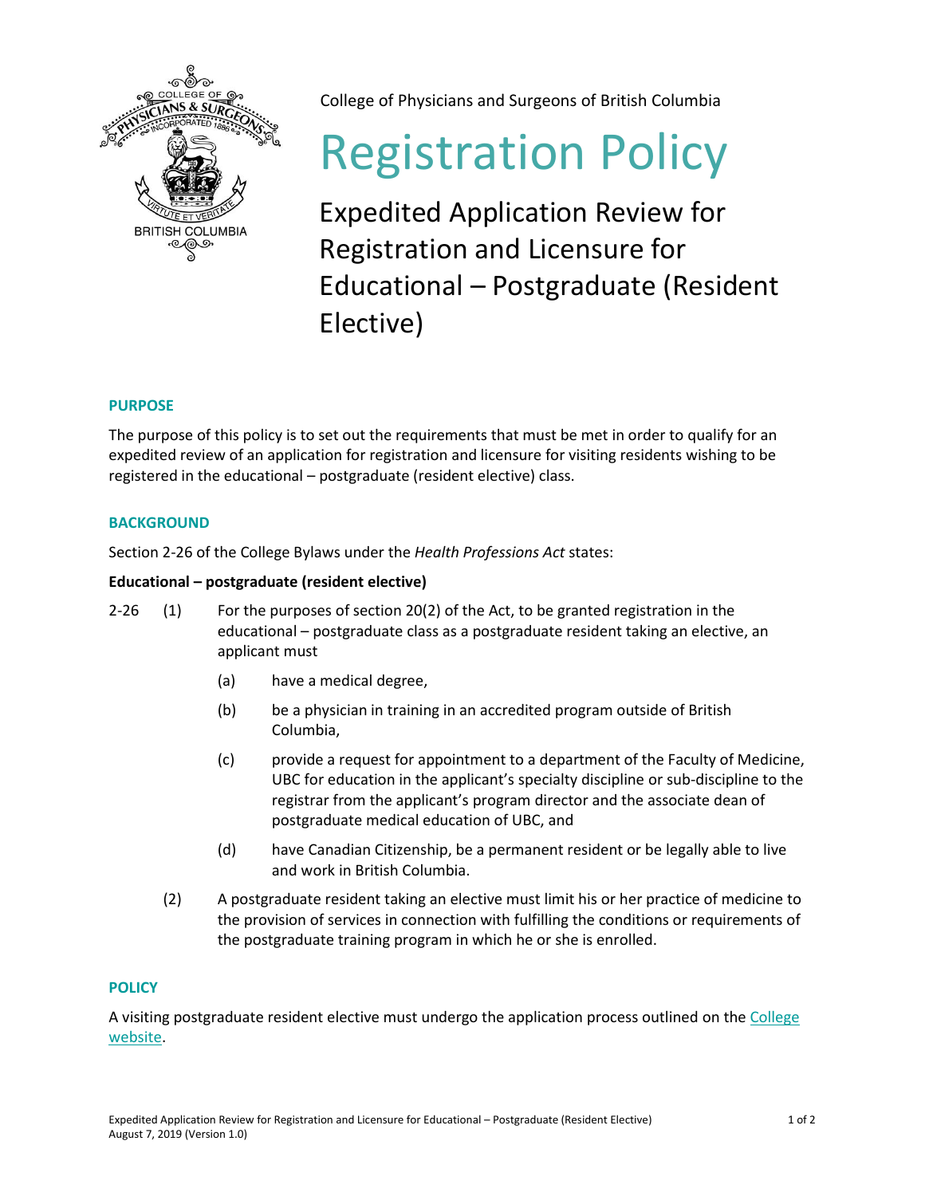College of Physicians and Surgeons of British Columbia

# Registration Policy

## Expedited Application Review for Registration and Licensure for Educational – Postgraduate (Resident Elective)

### PURPOSE

The purpose of this policy is to set out the requirements that must be met in order to qualify for an expedited review of an application for registration and licensure for visiting residents wishing to be registered in the educational – postgraduate (resident elective) class.

### BACKGROUND

Section 2-26 of the College Bylaws under the *Health Professions Act* states:

**Educational – postgraduate (resident elective)**

2-26 (1) For the purposes of section 20(2) of the Act, to be granted registration in the educational – postgraduate class as a postgraduate resident taking an elective, an applicant must

- (a) have a medical degree,
- (b) be a physician in training in an accredited program outside of British Columbia,
- (c) provide a request for appointment to a department of the Faculty of Medicine, UBC for education in the applicant's specialty discipline or sub-discipline to the registrar from the applicant's program director and the associate dean of postgraduate medical education of UBC, and
- (d) have Canadian Citizenship, be a permanent resident or be legally able to live and work in British Columbia.

(2) A postgraduate resident taking an elective must limit his or her practice of medicine to the provision of services in connection with fulfilling the conditions or requirements of the postgraduate training program in which he or she is enrolled.

### POLICY

A visiting postgraduate resident elective must undergo the application process outlined on the College website.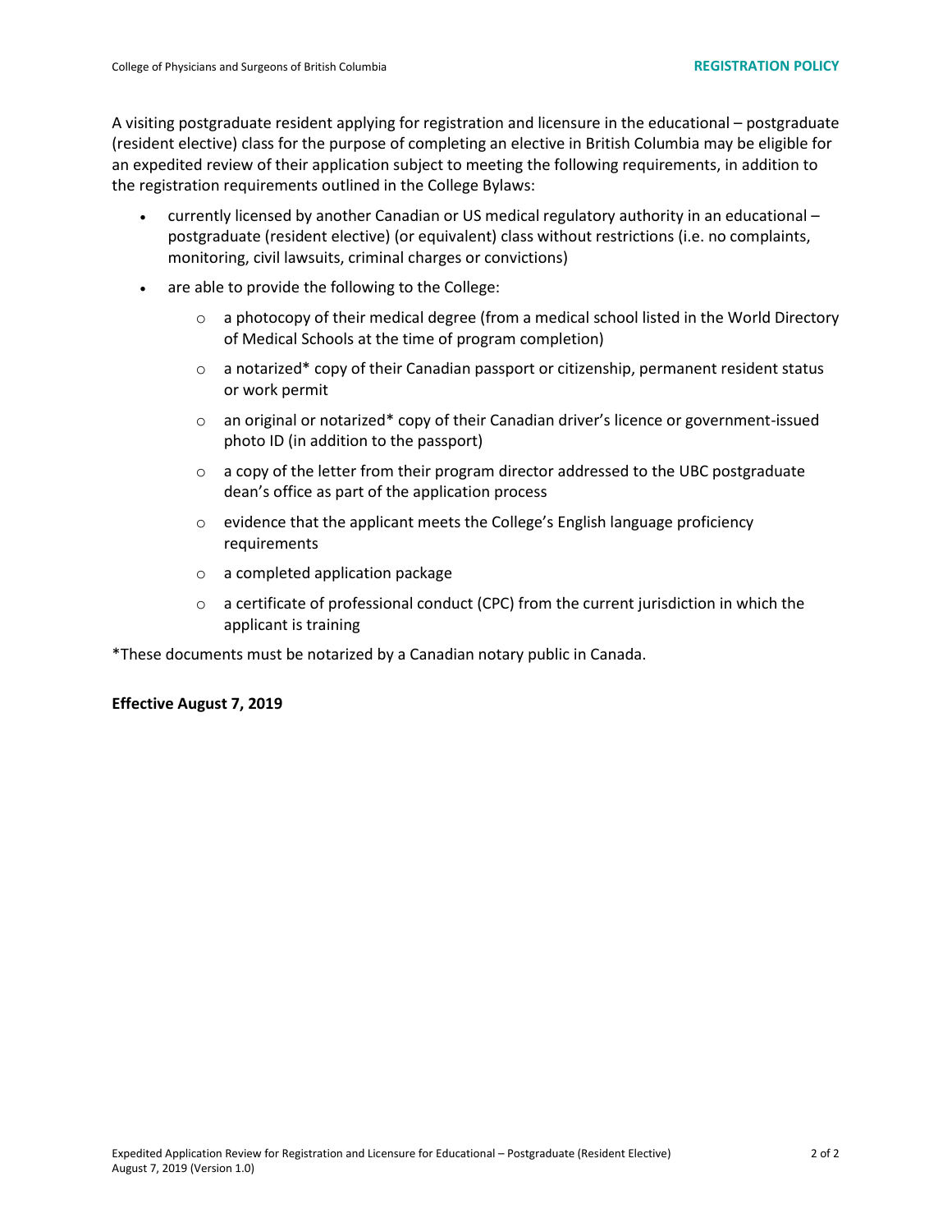A visiting postgraduate resident applying for registration and licensure in the educational – postgraduate (resident elective) class for the purpose of completing an elective in British Columbia may be eligible for an expedited review of their application subject to meeting the following requirements, in addition to the registration requirements outlined in the College Bylaws:

- currently licensed by another Canadian or US medical regulatory authority in an educational – postgraduate (resident elective) (or equivalent) class without restrictions (i.e. no complaints, monitoring, civil lawsuits, criminal charges or convictions)
- are able to provide the following to the College:
  - a photocopy of their medical degree (from a medical school listed in the World Directory of Medical Schools at the time of program completion)
  - a notarized* copy of their Canadian passport or citizenship, permanent resident status or work permit
  - an original or notarized* copy of their Canadian driver's licence or government-issued photo ID (in addition to the passport)
  - a copy of the letter from their program director addressed to the UBC postgraduate dean's office as part of the application process
  - evidence that the applicant meets the College's English language proficiency requirements
  - a completed application package
  - a certificate of professional conduct (CPC) from the current jurisdiction in which the applicant is training

*These documents must be notarized by a Canadian notary public in Canada.

**Effective August 7, 2019**